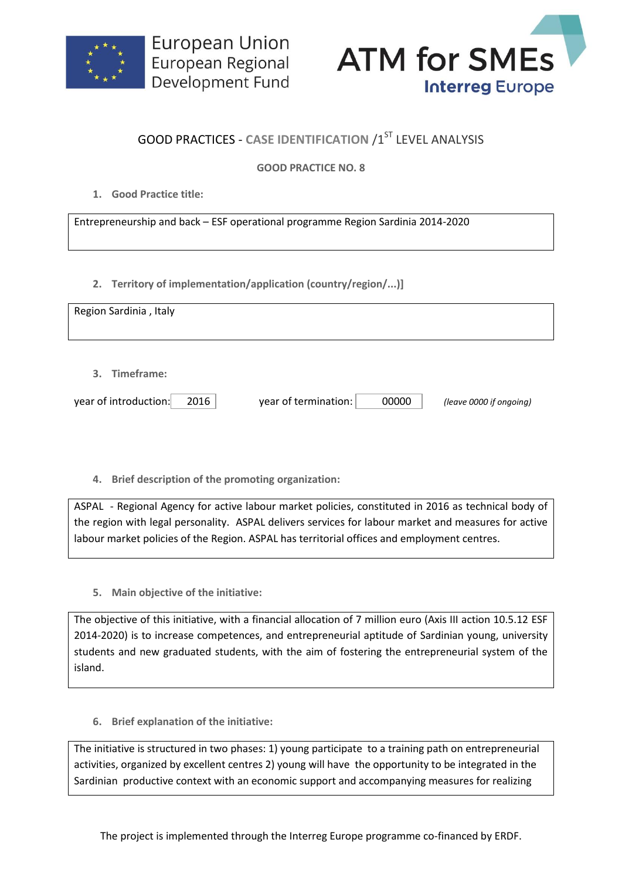European Union
European Regional
Development Fund

ATM for SMEs
Interreg Europe

## GOOD PRACTICES - CASE IDENTIFICATION /1ST LEVEL ANALYSIS

### GOOD PRACTICE NO. 8

1. **Good Practice title:**

Entrepreneurship and back – ESF operational programme Region Sardinia 2014-2020

2. **Territory of implementation/application (country/region/...)]**

Region Sardinia , Italy

3. **Timeframe:**

year of introduction: 2016 year of termination: 00000 *(leave 0000 if ongoing)*

4. **Brief description of the promoting organization:**

ASPAL - Regional Agency for active labour market policies, constituted in 2016 as technical body of the region with legal personality. ASPAL delivers services for labour market and measures for active labour market policies of the Region. ASPAL has territorial offices and employment centres.

5. **Main objective of the initiative:**

The objective of this initiative, with a financial allocation of 7 million euro (Axis III action 10.5.12 ESF 2014-2020) is to increase competences, and entrepreneurial aptitude of Sardinian young, university students and new graduated students, with the aim of fostering the entrepreneurial system of the island.

6. **Brief explanation of the initiative:**

The initiative is structured in two phases: 1) young participate to a training path on entrepreneurial activities, organized by excellent centres 2) young will have the opportunity to be integrated in the Sardinian productive context with an economic support and accompanying measures for realizing

The project is implemented through the Interreg Europe programme co-financed by ERDF.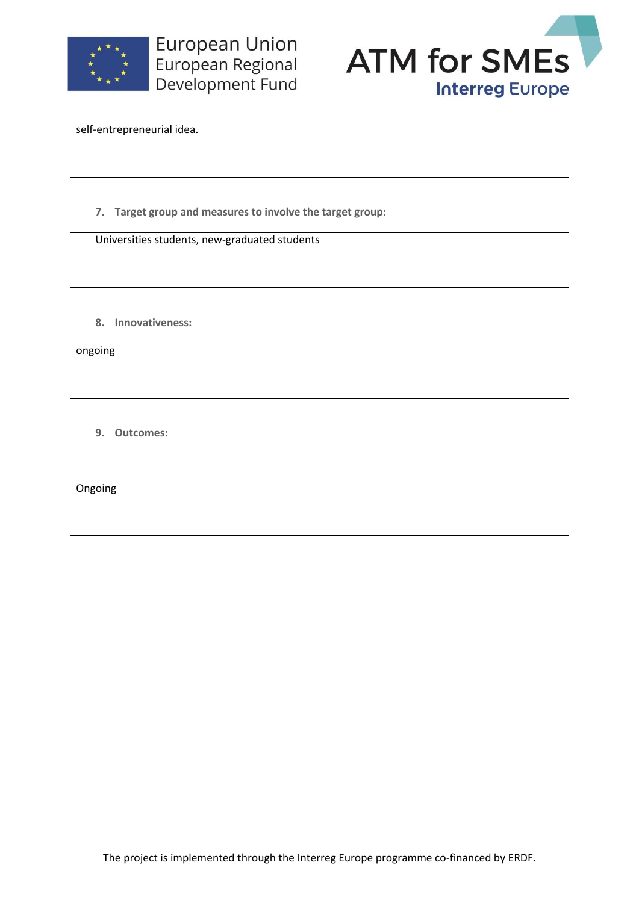self-entrepreneurial idea.

**7. Target group and measures to involve the target group:**

Universities students, new-graduated students

**8. Innovativeness:**

ongoing

**9. Outcomes:**

Ongoing